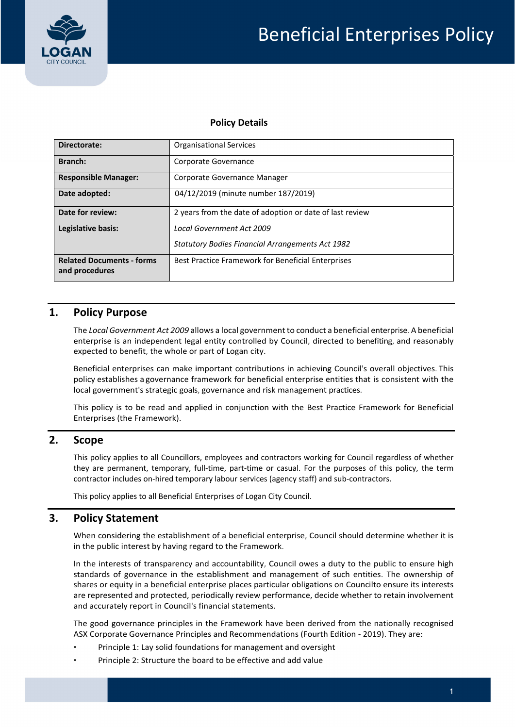# Beneficial Enterprises Policy

**Policy Details**

| | |
|---|---|
| **Directorate:** | Organisational Services |
| **Branch:** | Corporate Governance |
| **Responsible Manager:** | Corporate Governance Manager |
| **Date adopted:** | 04/12/2019 (minute number 187/2019) |
| **Date for review:** | 2 years from the date of adoption or date of last review |
| **Legislative basis:** | *Local Government Act 2009*<br>*Statutory Bodies Financial Arrangements Act 1982* |
| **Related Documents - forms and procedures** | Best Practice Framework for Beneficial Enterprises |

## 1. Policy Purpose

The *Local Government Act 2009* allows a local government to conduct a beneficial enterprise. A beneficial enterprise is an independent legal entity controlled by Council, directed to benefiting, and reasonably expected to benefit, the whole or part of Logan city.

Beneficial enterprises can make important contributions in achieving Council's overall objectives. This policy establishes a governance framework for beneficial enterprise entities that is consistent with the local government's strategic goals, governance and risk management practices.

This policy is to be read and applied in conjunction with the Best Practice Framework for Beneficial Enterprises (the Framework).

## 2. Scope

This policy applies to all Councillors, employees and contractors working for Council regardless of whether they are permanent, temporary, full-time, part-time or casual. For the purposes of this policy, the term contractor includes on-hired temporary labour services (agency staff) and sub-contractors.

This policy applies to all Beneficial Enterprises of Logan City Council.

## 3. Policy Statement

When considering the establishment of a beneficial enterprise, Council should determine whether it is in the public interest by having regard to the Framework.

In the interests of transparency and accountability, Council owes a duty to the public to ensure high standards of governance in the establishment and management of such entities. The ownership of shares or equity in a beneficial enterprise places particular obligations on Councilto ensure its interests are represented and protected, periodically review performance, decide whether to retain involvement and accurately report in Council's financial statements.

The good governance principles in the Framework have been derived from the nationally recognised ASX Corporate Governance Principles and Recommendations (Fourth Edition - 2019). They are:

- Principle 1: Lay solid foundations for management and oversight
- Principle 2: Structure the board to be effective and add value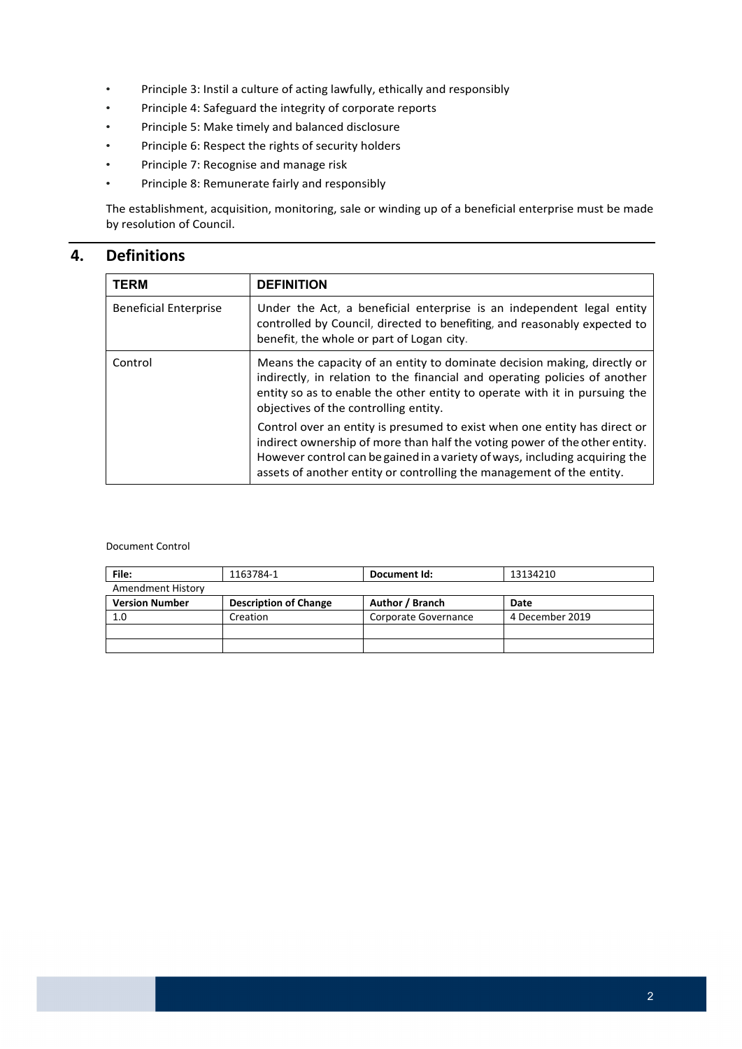- Principle 3: Instil a culture of acting lawfully, ethically and responsibly
- Principle 4: Safeguard the integrity of corporate reports
- Principle 5: Make timely and balanced disclosure
- Principle 6: Respect the rights of security holders
- Principle 7: Recognise and manage risk
- Principle 8: Remunerate fairly and responsibly

The establishment, acquisition, monitoring, sale or winding up of a beneficial enterprise must be made by resolution of Council.

## 4. Definitions

| TERM | DEFINITION |
|---|---|
| Beneficial Enterprise | Under the Act, a beneficial enterprise is an independent legal entity controlled by Council, directed to benefiting, and reasonably expected to benefit, the whole or part of Logan city. |
| Control | Means the capacity of an entity to dominate decision making, directly or indirectly, in relation to the financial and operating policies of another entity so as to enable the other entity to operate with it in pursuing the objectives of the controlling entity.<br><br>Control over an entity is presumed to exist when one entity has direct or indirect ownership of more than half the voting power of the other entity. However control can be gained in a variety of ways, including acquiring the assets of another entity or controlling the management of the entity. |

Document Control

| File: | 1163784-1 | Document Id: | 13134210 |
|---|---|---|---|
| Amendment History | | | |
| **Version Number** | **Description of Change** | **Author / Branch** | **Date** |
| 1.0 | Creation | Corporate Governance | 4 December 2019 |
| | | | |
| | | | |